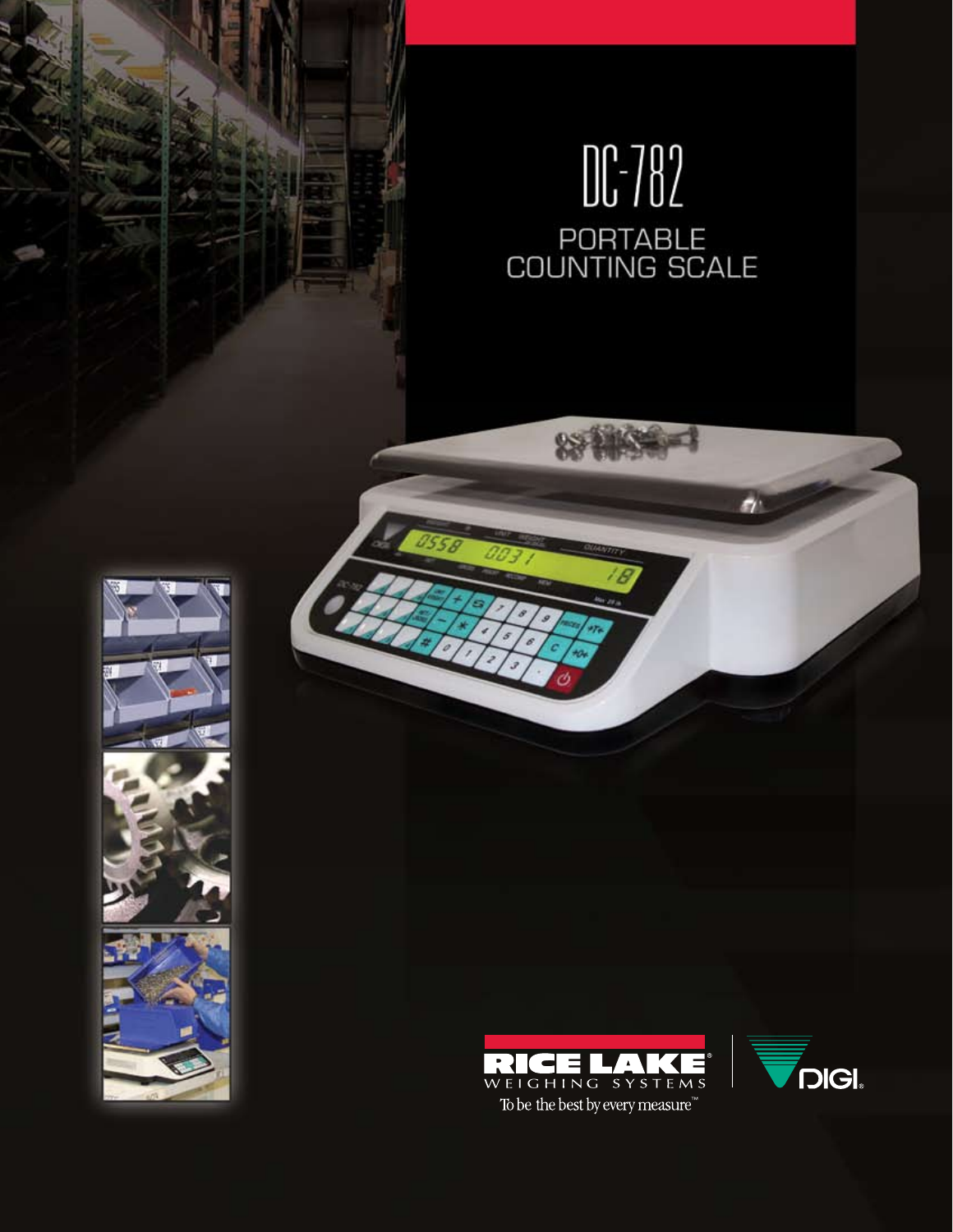# DC-782

## PORTABLE COUNTING SCALE

RICE LAKE WEIGHING SYSTEMS

To be the best by every measure™

DIGI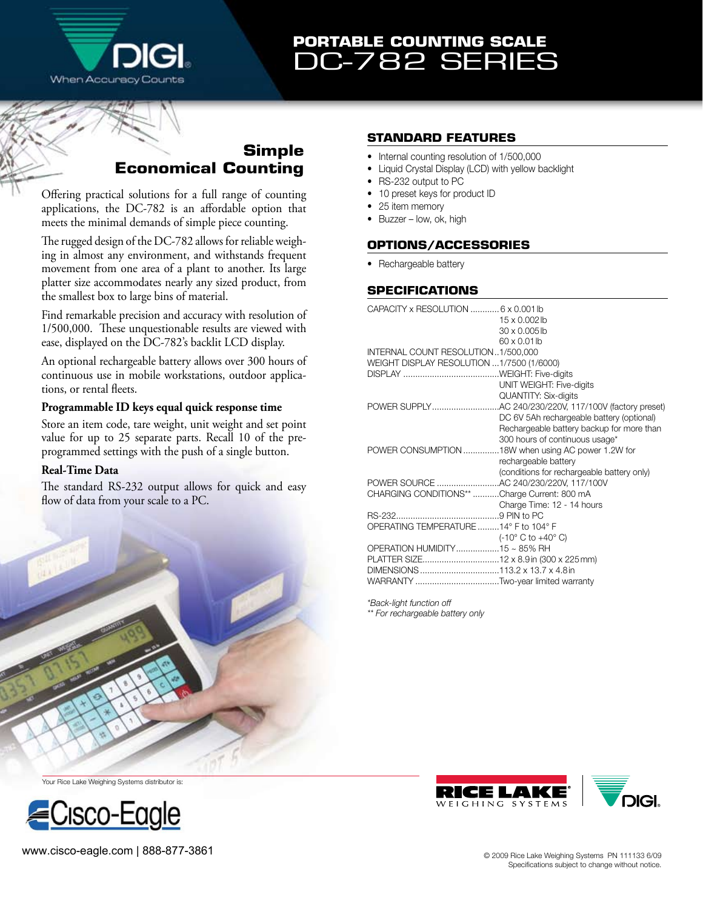# PORTABLE COUNTING SCALE
# DC-782 SERIES

## Simple Economical Counting

Offering practical solutions for a full range of counting applications, the DC-782 is an affordable option that meets the minimal demands of simple piece counting.

The rugged design of the DC-782 allows for reliable weighing in almost any environment, and withstands frequent movement from one area of a plant to another. Its large platter size accommodates nearly any sized product, from the smallest box to large bins of material.

Find remarkable precision and accuracy with resolution of 1/500,000. These unquestionable results are viewed with ease, displayed on the DC-782's backlit LCD display.

An optional rechargeable battery allows over 300 hours of continuous use in mobile workstations, outdoor applications, or rental fleets.

### Programmable ID keys equal quick response time

Store an item code, tare weight, unit weight and set point value for up to 25 separate parts. Recall 10 of the preprogrammed settings with the push of a single button.

### Real-Time Data

The standard RS-232 output allows for quick and easy flow of data from your scale to a PC.

## STANDARD FEATURES

- Internal counting resolution of 1/500,000
- Liquid Crystal Display (LCD) with yellow backlight
- RS-232 output to PC
- 10 preset keys for product ID
- 25 item memory
- Buzzer – low, ok, high

## OPTIONS/ACCESSORIES

- Rechargeable battery

## SPECIFICATIONS

| | |
|---|---|
| CAPACITY x RESOLUTION | 6 x 0.001 lb<br>15 x 0.002 lb<br>30 x 0.005 lb<br>60 x 0.01 lb |
| INTERNAL COUNT RESOLUTION | 1/500,000 |
| WEIGHT DISPLAY RESOLUTION | 1/7500 (1/6000) |
| DISPLAY | WEIGHT: Five-digits<br>UNIT WEIGHT: Five-digits<br>QUANTITY: Six-digits |
| POWER SUPPLY | AC 240/230/220V, 117/100V (factory preset)<br>DC 6V 5Ah rechargeable battery (optional)<br>Rechargeable battery backup for more than 300 hours of continuous usage* |
| POWER CONSUMPTION | 18W when using AC power 1.2W for rechargeable battery<br>(conditions for rechargeable battery only) |
| POWER SOURCE | AC 240/230/220V, 117/100V |
| CHARGING CONDITIONS** | Charge Current: 800 mA<br>Charge Time: 12 - 14 hours |
| RS-232 | 9 PIN to PC |
| OPERATING TEMPERATURE | 14° F to 104° F<br>(-10° C to +40° C) |
| OPERATION HUMIDITY | 15 ~ 85% RH |
| PLATTER SIZE | 12 x 8.9 in (300 x 225 mm) |
| DIMENSIONS | 113.2 x 13.7 x 4.8 in |
| WARRANTY | Two-year limited warranty |

*\*Back-light function off*
*\*\* For rechargeable battery only*

Your Rice Lake Weighing Systems distributor is:

Cisco-Eagle

www.cisco-eagle.com | 888-877-3861

© 2009 Rice Lake Weighing Systems PN 111133 6/09
Specifications subject to change without notice.